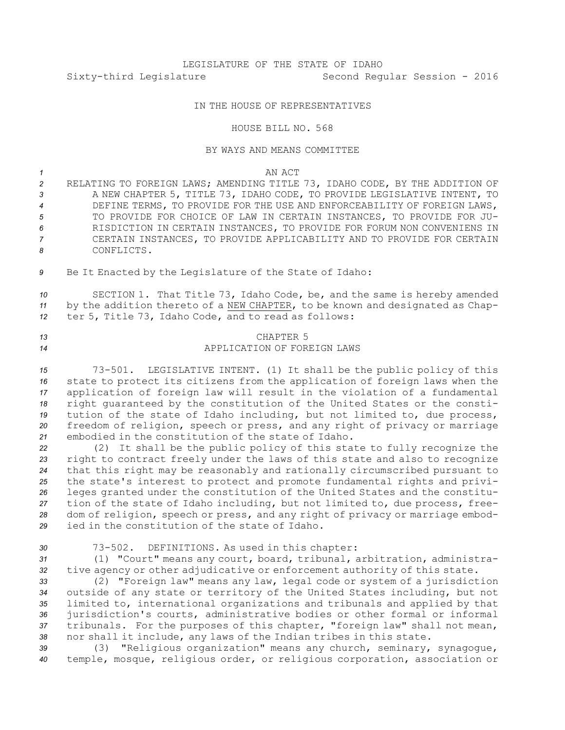LEGISLATURE OF THE STATE OF IDAHO

Sixty-third Legislature Second Regular Session - 2016

IN THE HOUSE OF REPRESENTATIVES

HOUSE BILL NO. 568

BY WAYS AND MEANS COMMITTEE

AN ACT

RELATING TO FOREIGN LAWS; AMENDING TITLE 73, IDAHO CODE, BY THE ADDITION OF A NEW CHAPTER 5, TITLE 73, IDAHO CODE, TO PROVIDE LEGISLATIVE INTENT, TO DEFINE TERMS, TO PROVIDE FOR THE USE AND ENFORCEABILITY OF FOREIGN LAWS, TO PROVIDE FOR CHOICE OF LAW IN CERTAIN INSTANCES, TO PROVIDE FOR JURISDICTION IN CERTAIN INSTANCES, TO PROVIDE FOR FORUM NON CONVENIENS IN CERTAIN INSTANCES, TO PROVIDE APPLICABILITY AND TO PROVIDE FOR CERTAIN CONFLICTS.

Be It Enacted by the Legislature of the State of Idaho:

SECTION 1. That Title 73, Idaho Code, be, and the same is hereby amended by the addition thereto of a NEW CHAPTER, to be known and designated as Chapter 5, Title 73, Idaho Code, and to read as follows:

CHAPTER 5
APPLICATION OF FOREIGN LAWS

73-501. LEGISLATIVE INTENT. (1) It shall be the public policy of this state to protect its citizens from the application of foreign laws when the application of foreign law will result in the violation of a fundamental right guaranteed by the constitution of the United States or the constitution of the state of Idaho including, but not limited to, due process, freedom of religion, speech or press, and any right of privacy or marriage embodied in the constitution of the state of Idaho.

(2) It shall be the public policy of this state to fully recognize the right to contract freely under the laws of this state and also to recognize that this right may be reasonably and rationally circumscribed pursuant to the state's interest to protect and promote fundamental rights and privileges granted under the constitution of the United States and the constitution of the state of Idaho including, but not limited to, due process, freedom of religion, speech or press, and any right of privacy or marriage embodied in the constitution of the state of Idaho.

73-502. DEFINITIONS. As used in this chapter:

(1) "Court" means any court, board, tribunal, arbitration, administrative agency or other adjudicative or enforcement authority of this state.

(2) "Foreign law" means any law, legal code or system of a jurisdiction outside of any state or territory of the United States including, but not limited to, international organizations and tribunals and applied by that jurisdiction's courts, administrative bodies or other formal or informal tribunals. For the purposes of this chapter, "foreign law" shall not mean, nor shall it include, any laws of the Indian tribes in this state.

(3) "Religious organization" means any church, seminary, synagogue, temple, mosque, religious order, or religious corporation, association or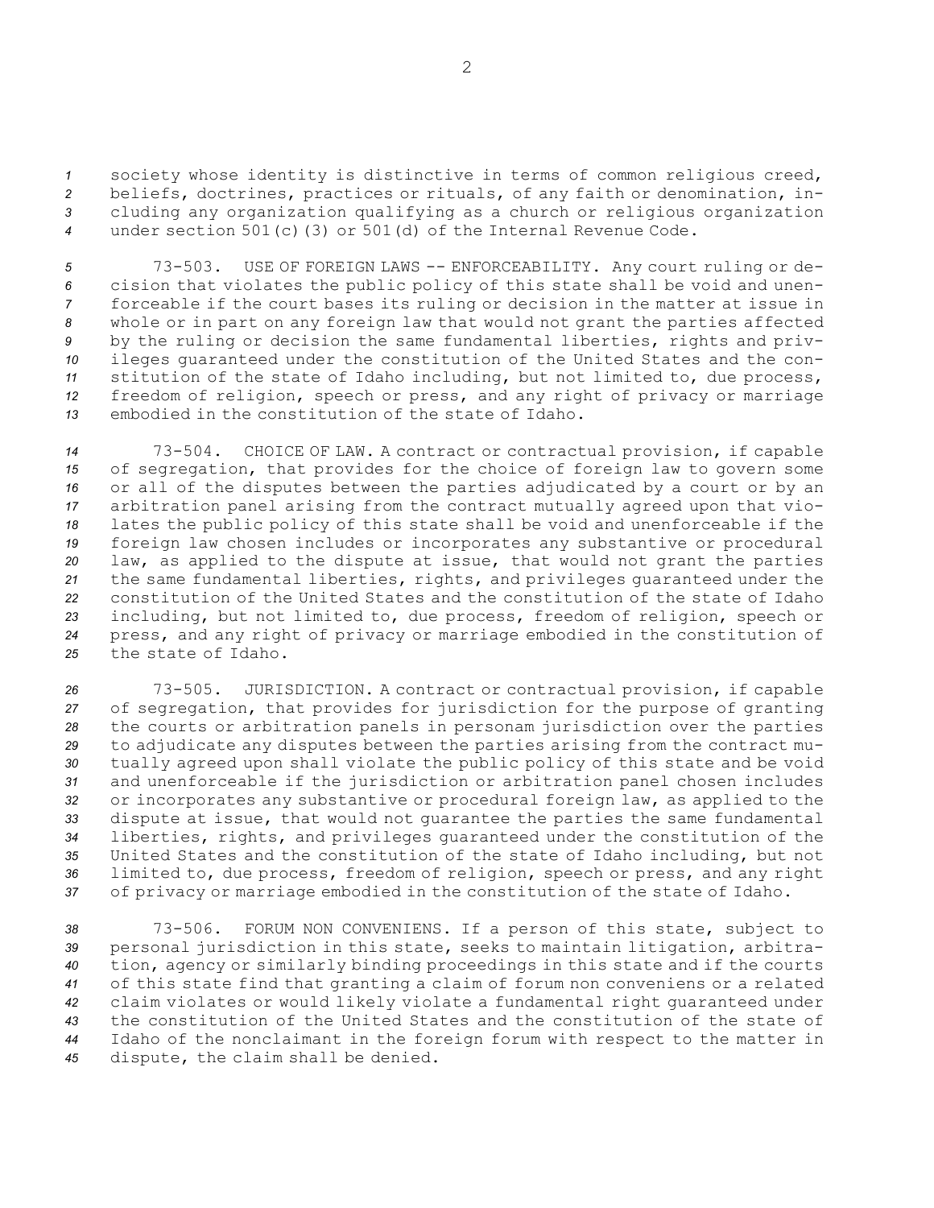society whose identity is distinctive in terms of common religious creed, beliefs, doctrines, practices or rituals, of any faith or denomination, including any organization qualifying as a church or religious organization under section 501(c)(3) or 501(d) of the Internal Revenue Code.

73-503. USE OF FOREIGN LAWS -- ENFORCEABILITY. Any court ruling or decision that violates the public policy of this state shall be void and unenforceable if the court bases its ruling or decision in the matter at issue in whole or in part on any foreign law that would not grant the parties affected by the ruling or decision the same fundamental liberties, rights and privileges guaranteed under the constitution of the United States and the constitution of the state of Idaho including, but not limited to, due process, freedom of religion, speech or press, and any right of privacy or marriage embodied in the constitution of the state of Idaho.

73-504. CHOICE OF LAW. A contract or contractual provision, if capable of segregation, that provides for the choice of foreign law to govern some or all of the disputes between the parties adjudicated by a court or by an arbitration panel arising from the contract mutually agreed upon that violates the public policy of this state shall be void and unenforceable if the foreign law chosen includes or incorporates any substantive or procedural law, as applied to the dispute at issue, that would not grant the parties the same fundamental liberties, rights, and privileges guaranteed under the constitution of the United States and the constitution of the state of Idaho including, but not limited to, due process, freedom of religion, speech or press, and any right of privacy or marriage embodied in the constitution of the state of Idaho.

73-505. JURISDICTION. A contract or contractual provision, if capable of segregation, that provides for jurisdiction for the purpose of granting the courts or arbitration panels in personam jurisdiction over the parties to adjudicate any disputes between the parties arising from the contract mutually agreed upon shall violate the public policy of this state and be void and unenforceable if the jurisdiction or arbitration panel chosen includes or incorporates any substantive or procedural foreign law, as applied to the dispute at issue, that would not guarantee the parties the same fundamental liberties, rights, and privileges guaranteed under the constitution of the United States and the constitution of the state of Idaho including, but not limited to, due process, freedom of religion, speech or press, and any right of privacy or marriage embodied in the constitution of the state of Idaho.

73-506. FORUM NON CONVENIENS. If a person of this state, subject to personal jurisdiction in this state, seeks to maintain litigation, arbitration, agency or similarly binding proceedings in this state and if the courts of this state find that granting a claim of forum non conveniens or a related claim violates or would likely violate a fundamental right guaranteed under the constitution of the United States and the constitution of the state of Idaho of the nonclaimant in the foreign forum with respect to the matter in dispute, the claim shall be denied.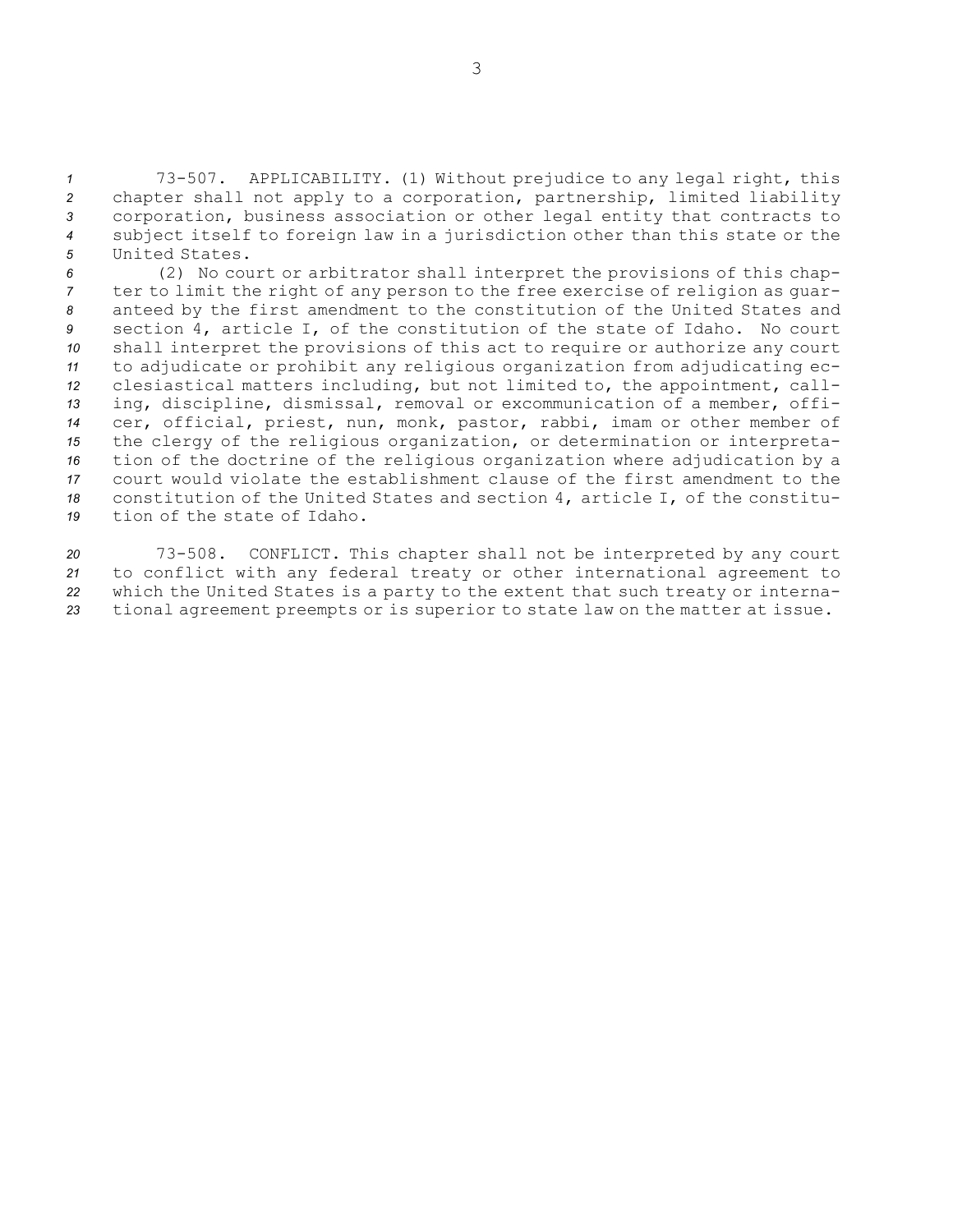73-507. APPLICABILITY. (1) Without prejudice to any legal right, this chapter shall not apply to a corporation, partnership, limited liability corporation, business association or other legal entity that contracts to subject itself to foreign law in a jurisdiction other than this state or the United States.

(2) No court or arbitrator shall interpret the provisions of this chapter to limit the right of any person to the free exercise of religion as guaranteed by the first amendment to the constitution of the United States and section 4, article I, of the constitution of the state of Idaho. No court shall interpret the provisions of this act to require or authorize any court to adjudicate or prohibit any religious organization from adjudicating ecclesiastical matters including, but not limited to, the appointment, calling, discipline, dismissal, removal or excommunication of a member, officer, official, priest, nun, monk, pastor, rabbi, imam or other member of the clergy of the religious organization, or determination or interpretation of the doctrine of the religious organization where adjudication by a court would violate the establishment clause of the first amendment to the constitution of the United States and section 4, article I, of the constitution of the state of Idaho.

73-508. CONFLICT. This chapter shall not be interpreted by any court to conflict with any federal treaty or other international agreement to which the United States is a party to the extent that such treaty or international agreement preempts or is superior to state law on the matter at issue.